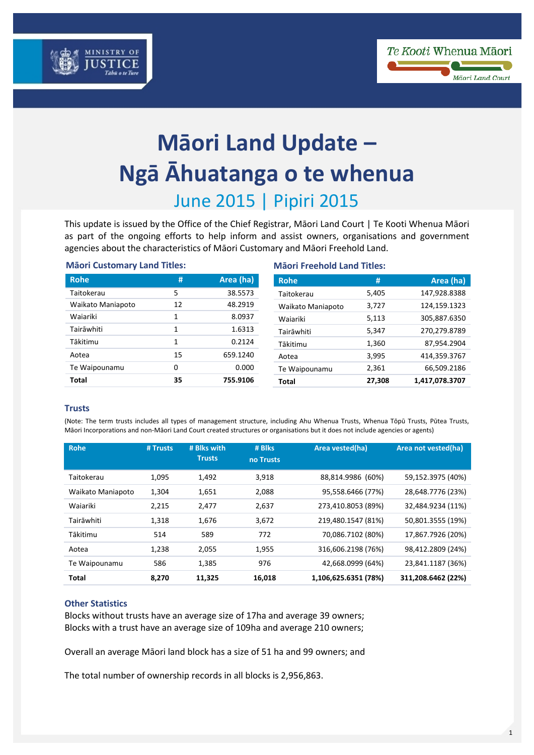# Māori Land Update – Ngā Āhuatanga o te whenua

## June 2015 | Pipiri 2015

This update is issued by the Office of the Chief Registrar, Māori Land Court | Te Kooti Whenua Māori as part of the ongoing efforts to help inform and assist owners, organisations and government agencies about the characteristics of Māori Customary and Māori Freehold Land.

### Māori Customary Land Titles:

| Rohe | # | Area (ha) |
|---|---|---|
| Taitokerau | 5 | 38.5573 |
| Waikato Maniapoto | 12 | 48.2919 |
| Waiariki | 1 | 8.0937 |
| Tairāwhiti | 1 | 1.6313 |
| Tākitimu | 1 | 0.2124 |
| Aotea | 15 | 659.1240 |
| Te Waipounamu | 0 | 0.000 |
| **Total** | **35** | **755.9106** |

### Māori Freehold Land Titles:

| Rohe | # | Area (ha) |
|---|---|---|
| Taitokerau | 5,405 | 147,928.8388 |
| Waikato Maniapoto | 3,727 | 124,159.1323 |
| Waiariki | 5,113 | 305,887.6350 |
| Tairāwhiti | 5,347 | 270,279.8789 |
| Tākitimu | 1,360 | 87,954.2904 |
| Aotea | 3,995 | 414,359.3767 |
| Te Waipounamu | 2,361 | 66,509.2186 |
| **Total** | **27,308** | **1,417,078.3707** |

### Trusts

(Note: The term trusts includes all types of management structure, including Ahu Whenua Trusts, Whenua Tōpū Trusts, Pūtea Trusts, Māori Incorporations and non-Māori Land Court created structures or organisations but it does not include agencies or agents)

| Rohe | # Trusts | # Blks with Trusts | # Blks no Trusts | Area vested(ha) | Area not vested(ha) |
|---|---|---|---|---|---|
| Taitokerau | 1,095 | 1,492 | 3,918 | 88,814.9986 (60%) | 59,152.3975 (40%) |
| Waikato Maniapoto | 1,304 | 1,651 | 2,088 | 95,558.6466 (77%) | 28,648.7776 (23%) |
| Waiariki | 2,215 | 2,477 | 2,637 | 273,410.8053 (89%) | 32,484.9234 (11%) |
| Tairāwhiti | 1,318 | 1,676 | 3,672 | 219,480.1547 (81%) | 50,801.3555 (19%) |
| Tākitimu | 514 | 589 | 772 | 70,086.7102 (80%) | 17,867.7926 (20%) |
| Aotea | 1,238 | 2,055 | 1,955 | 316,606.2198 (76%) | 98,412.2809 (24%) |
| Te Waipounamu | 586 | 1,385 | 976 | 42,668.0999 (64%) | 23,841.1187 (36%) |
| **Total** | **8,270** | **11,325** | **16,018** | **1,106,625.6351 (78%)** | **311,208.6462 (22%)** |

### Other Statistics

Blocks without trusts have an average size of 17ha and average 39 owners;
Blocks with a trust have an average size of 109ha and average 210 owners;

Overall an average Māori land block has a size of 51 ha and 99 owners; and

The total number of ownership records in all blocks is 2,956,863.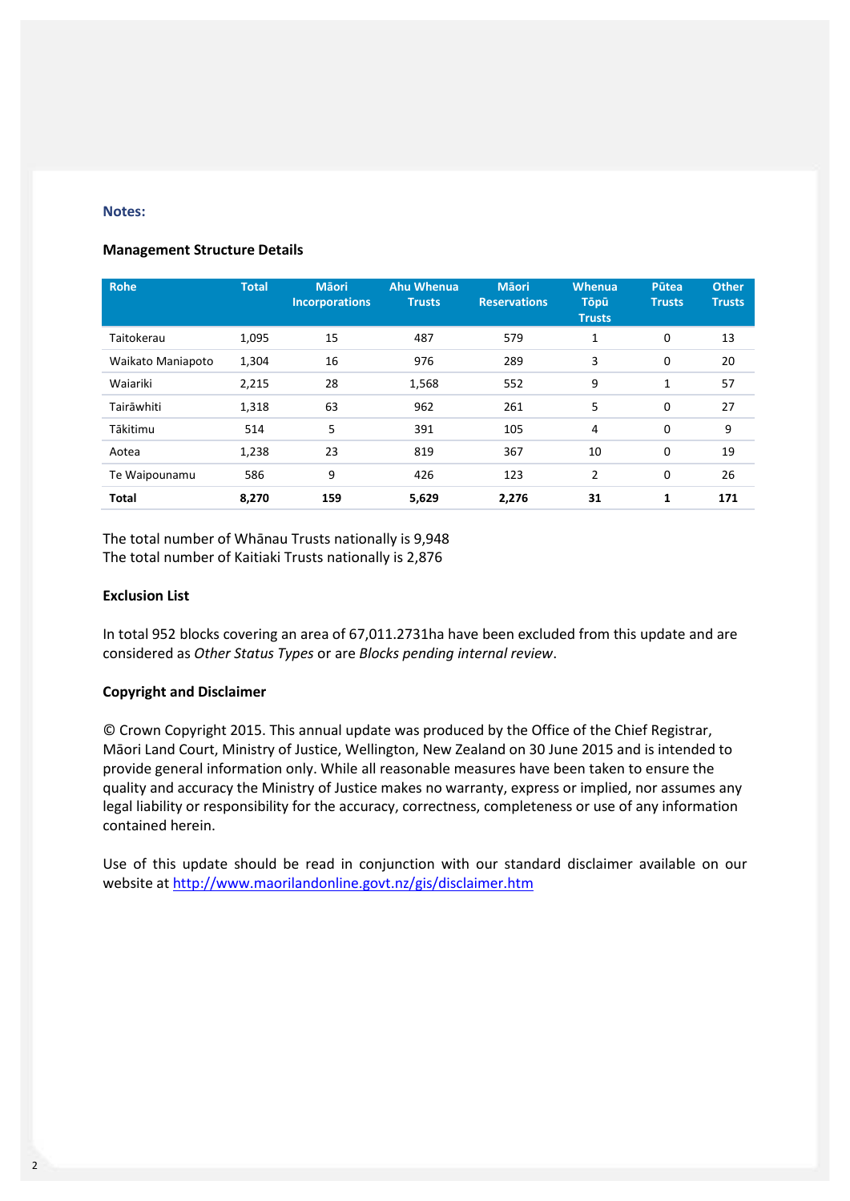**Notes:**

**Management Structure Details**

| Rohe | Total | Māori Incorporations | Ahu Whenua Trusts | Māori Reservations | Whenua Tōpū Trusts | Pūtea Trusts | Other Trusts |
|---|---|---|---|---|---|---|---|
| Taitokerau | 1,095 | 15 | 487 | 579 | 1 | 0 | 13 |
| Waikato Maniapoto | 1,304 | 16 | 976 | 289 | 3 | 0 | 20 |
| Waiariki | 2,215 | 28 | 1,568 | 552 | 9 | 1 | 57 |
| Tairāwhiti | 1,318 | 63 | 962 | 261 | 5 | 0 | 27 |
| Tākitimu | 514 | 5 | 391 | 105 | 4 | 0 | 9 |
| Aotea | 1,238 | 23 | 819 | 367 | 10 | 0 | 19 |
| Te Waipounamu | 586 | 9 | 426 | 123 | 2 | 0 | 26 |
| **Total** | **8,270** | **159** | **5,629** | **2,276** | **31** | **1** | **171** |

The total number of Whānau Trusts nationally is 9,948
The total number of Kaitiaki Trusts nationally is 2,876

**Exclusion List**

In total 952 blocks covering an area of 67,011.2731ha have been excluded from this update and are considered as *Other Status Types* or are *Blocks pending internal review*.

**Copyright and Disclaimer**

© Crown Copyright 2015. This annual update was produced by the Office of the Chief Registrar, Māori Land Court, Ministry of Justice, Wellington, New Zealand on 30 June 2015 and is intended to provide general information only. While all reasonable measures have been taken to ensure the quality and accuracy the Ministry of Justice makes no warranty, express or implied, nor assumes any legal liability or responsibility for the accuracy, correctness, completeness or use of any information contained herein.

Use of this update should be read in conjunction with our standard disclaimer available on our website at http://www.maorilandonline.govt.nz/gis/disclaimer.htm